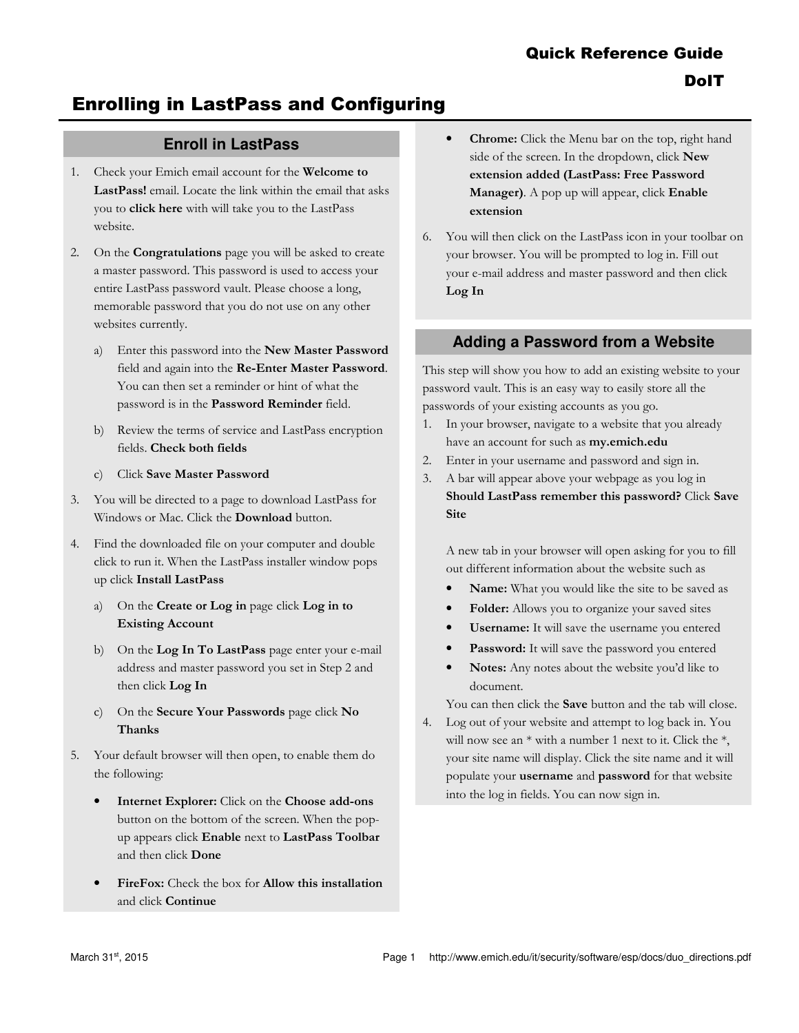# Quick Reference Guide

# DoIT

# Enrolling in LastPass and Configuring

## Enroll in LastPass

1. Check your Emich email account for the **Welcome to LastPass!** email. Locate the link within the email that asks you to **click here** with will take you to the LastPass website.

2. On the **Congratulations** page you will be asked to create a master password. This password is used to access your entire LastPass password vault. Please choose a long, memorable password that you do not use on any other websites currently.

   a) Enter this password into the **New Master Password** field and again into the **Re-Enter Master Password**. You can then set a reminder or hint of what the password is in the **Password Reminder** field.

   b) Review the terms of service and LastPass encryption fields. **Check both fields**

   c) Click **Save Master Password**

3. You will be directed to a page to download LastPass for Windows or Mac. Click the **Download** button.

4. Find the downloaded file on your computer and double click to run it. When the LastPass installer window pops up click **Install LastPass**

   a) On the **Create or Log in** page click **Log in to Existing Account**

   b) On the **Log In To LastPass** page enter your e-mail address and master password you set in Step 2 and then click **Log In**

   c) On the **Secure Your Passwords** page click **No Thanks**

5. Your default browser will then open, to enable them do the following:

   - **Internet Explorer:** Click on the **Choose add-ons** button on the bottom of the screen. When the pop-up appears click **Enable** next to **LastPass Toolbar** and then click **Done**
   - **FireFox:** Check the box for **Allow this installation** and click **Continue**
   - **Chrome:** Click the Menu bar on the top, right hand side of the screen. In the dropdown, click **New extension added (LastPass: Free Password Manager)**. A pop up will appear, click **Enable extension**

6. You will then click on the LastPass icon in your toolbar on your browser. You will be prompted to log in. Fill out your e-mail address and master password and then click **Log In**

## Adding a Password from a Website

This step will show you how to add an existing website to your password vault. This is an easy way to easily store all the passwords of your existing accounts as you go.

1. In your browser, navigate to a website that you already have an account for such as **my.emich.edu**
2. Enter in your username and password and sign in.
3. A bar will appear above your webpage as you log in **Should LastPass remember this password?** Click **Save Site**

   A new tab in your browser will open asking for you to fill out different information about the website such as

   - **Name:** What you would like the site to be saved as
   - **Folder:** Allows you to organize your saved sites
   - **Username:** It will save the username you entered
   - **Password:** It will save the password you entered
   - **Notes:** Any notes about the website you'd like to document.

   You can then click the **Save** button and the tab will close.

4. Log out of your website and attempt to log back in. You will now see an * with a number 1 next to it. Click the *, your site name will display. Click the site name and it will populate your **username** and **password** for that website into the log in fields. You can now sign in.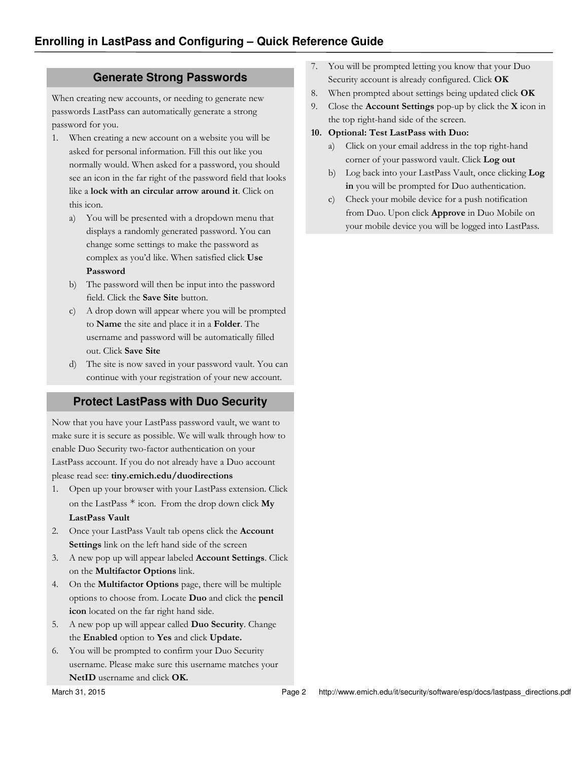## Generate Strong Passwords

When creating new accounts, or needing to generate new passwords LastPass can automatically generate a strong password for you.

1. When creating a new account on a website you will be asked for personal information. Fill this out like you normally would. When asked for a password, you should see an icon in the far right of the password field that looks like a **lock with an circular arrow around it**. Click on this icon.
   a) You will be presented with a dropdown menu that displays a randomly generated password. You can change some settings to make the password as complex as you'd like. When satisfied click **Use Password**
   b) The password will then be input into the password field. Click the **Save Site** button.
   c) A drop down will appear where you will be prompted to **Name** the site and place it in a **Folder**. The username and password will be automatically filled out. Click **Save Site**
   d) The site is now saved in your password vault. You can continue with your registration of your new account.

## Protect LastPass with Duo Security

Now that you have your LastPass password vault, we want to make sure it is secure as possible. We will walk through how to enable Duo Security two-factor authentication on your LastPass account. If you do not already have a Duo account please read see: **tiny.emich.edu/duodirections**

1. Open up your browser with your LastPass extension. Click on the LastPass * icon. From the drop down click **My LastPass Vault**
2. Once your LastPass Vault tab opens click the **Account Settings** link on the left hand side of the screen
3. A new pop up will appear labeled **Account Settings**. Click on the **Multifactor Options** link.
4. On the **Multifactor Options** page, there will be multiple options to choose from. Locate **Duo** and click the **pencil icon** located on the far right hand side.
5. A new pop up will appear called **Duo Security**. Change the **Enabled** option to **Yes** and click **Update.**
6. You will be prompted to confirm your Duo Security username. Please make sure this username matches your **NetID** username and click **OK.**
7. You will be prompted letting you know that your Duo Security account is already configured. Click **OK**
8. When prompted about settings being updated click **OK**
9. Close the **Account Settings** pop-up by click the **X** icon in the top right-hand side of the screen.
10. **Optional: Test LastPass with Duo:**
    a) Click on your email address in the top right-hand corner of your password vault. Click **Log out**
    b) Log back into your LastPass Vault, once clicking **Log in** you will be prompted for Duo authentication.
    c) Check your mobile device for a push notification from Duo. Upon click **Approve** in Duo Mobile on your mobile device you will be logged into LastPass.